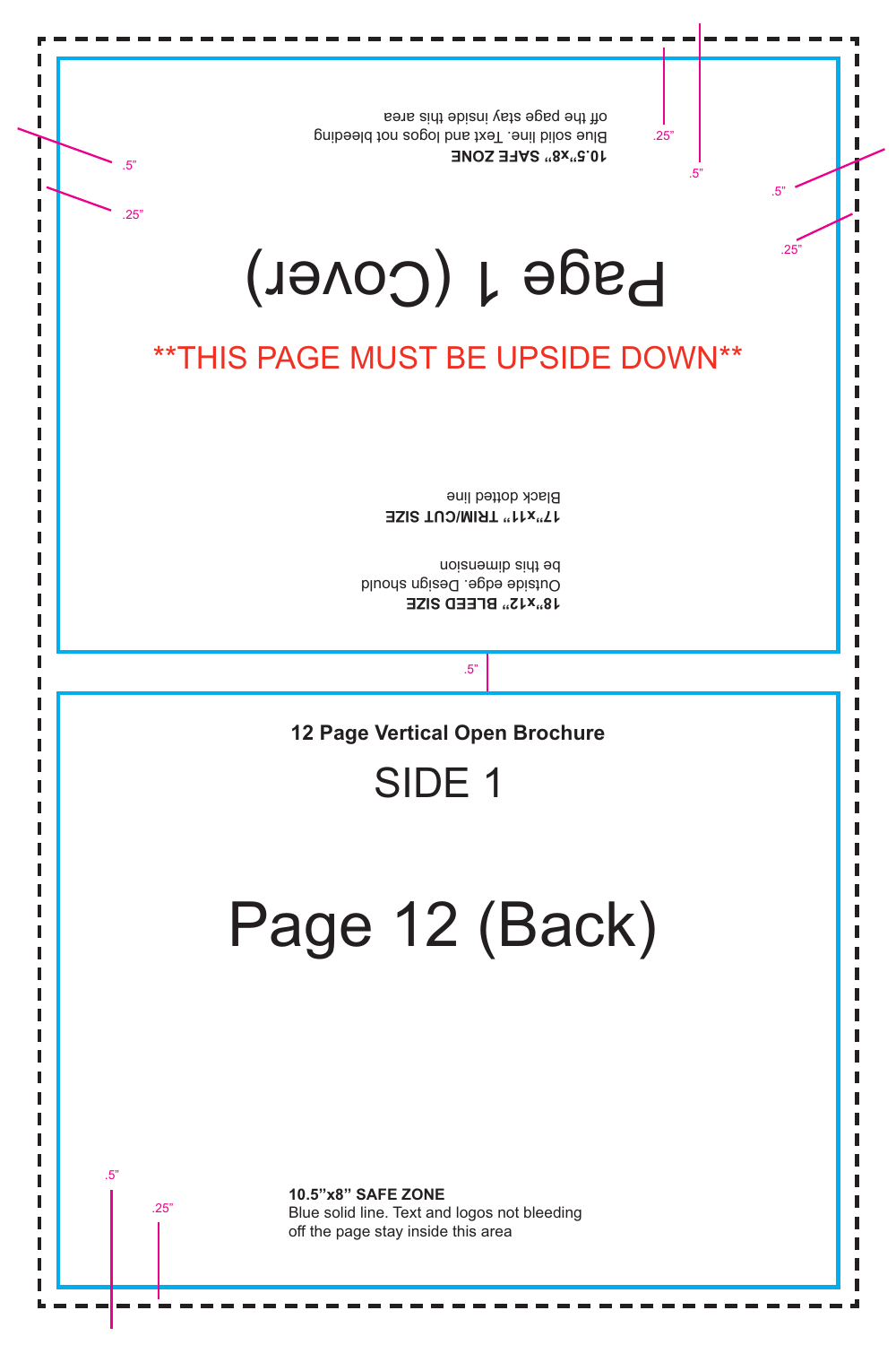10.5"x8" SAFE ZONE
Blue solid line. Text and logos not bleeding off the page stay inside this area

.25"

.5"

.5"

.25"

.5"

.25"

Page 1 (Cover)

**THIS PAGE MUST BE UPSIDE DOWN**

17"x11" TRIM/CUT SIZE
Black dotted line

18"x12" BLEED SIZE
Outside edge. Design should be this dimension

.5"

**12 Page Vertical Open Brochure**

SIDE 1

Page 12 (Back)

.5"

.25"

**10.5"x8" SAFE ZONE**
Blue solid line. Text and logos not bleeding off the page stay inside this area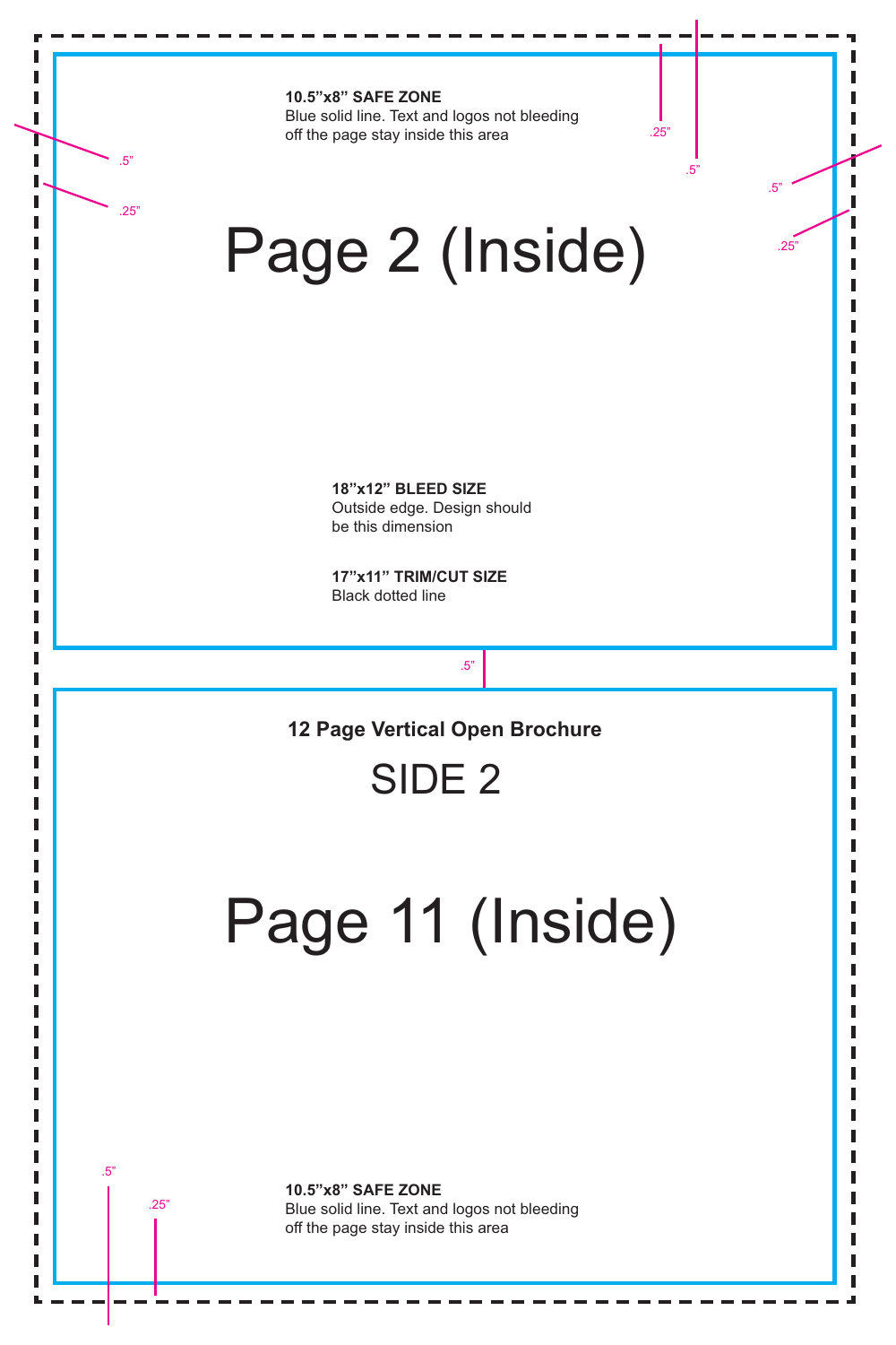**10.5”x8” SAFE ZONE**
Blue solid line. Text and logos not bleeding off the page stay inside this area

.25”

.5”

.5”

.25”

.5”

.25”

# Page 2 (Inside)

**18”x12” BLEED SIZE**
Outside edge. Design should be this dimension

**17”x11” TRIM/CUT SIZE**
Black dotted line

.5”

**12 Page Vertical Open Brochure**

## SIDE 2

# Page 11 (Inside)

.5”

.25”

**10.5”x8” SAFE ZONE**
Blue solid line. Text and logos not bleeding off the page stay inside this area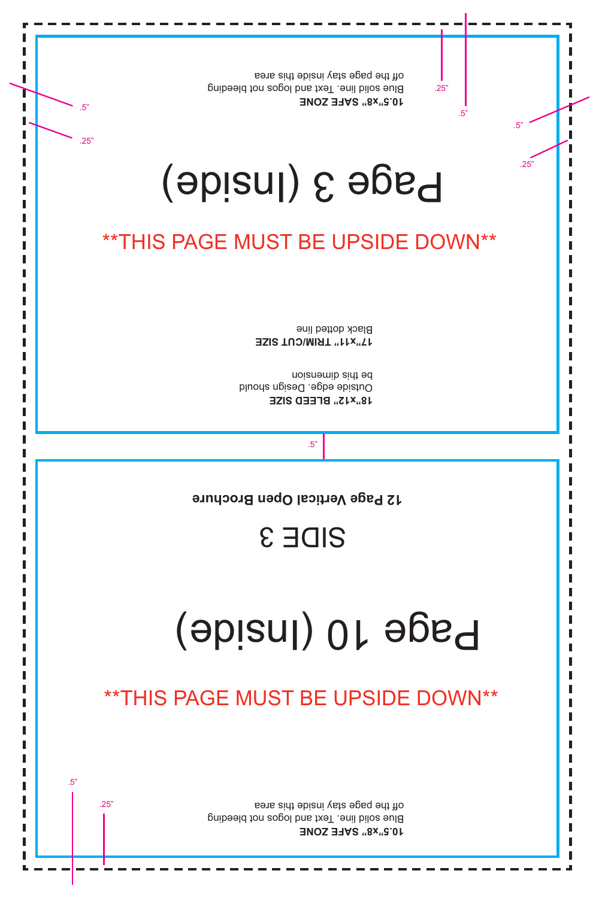10.5"x8" SAFE ZONE

Blue solid line. Text and logos not bleeding off the page stay inside this area

.25"

.5"

.5"

.25"

.5"

.25"

# Page 3 (Inside)

**THIS PAGE MUST BE UPSIDE DOWN**

**17"x11" TRIM/CUT SIZE**

Black dotted line

**18"x12" BLEED SIZE**

Outside edge. Design should be this dimension

.5"

**12 Page Vertical Open Brochure**

SIDE 3

# Page 10 (Inside)

**THIS PAGE MUST BE UPSIDE DOWN**

.5"

.25"

**10.5"x8" SAFE ZONE**

Blue solid line. Text and logos not bleeding off the page stay inside this area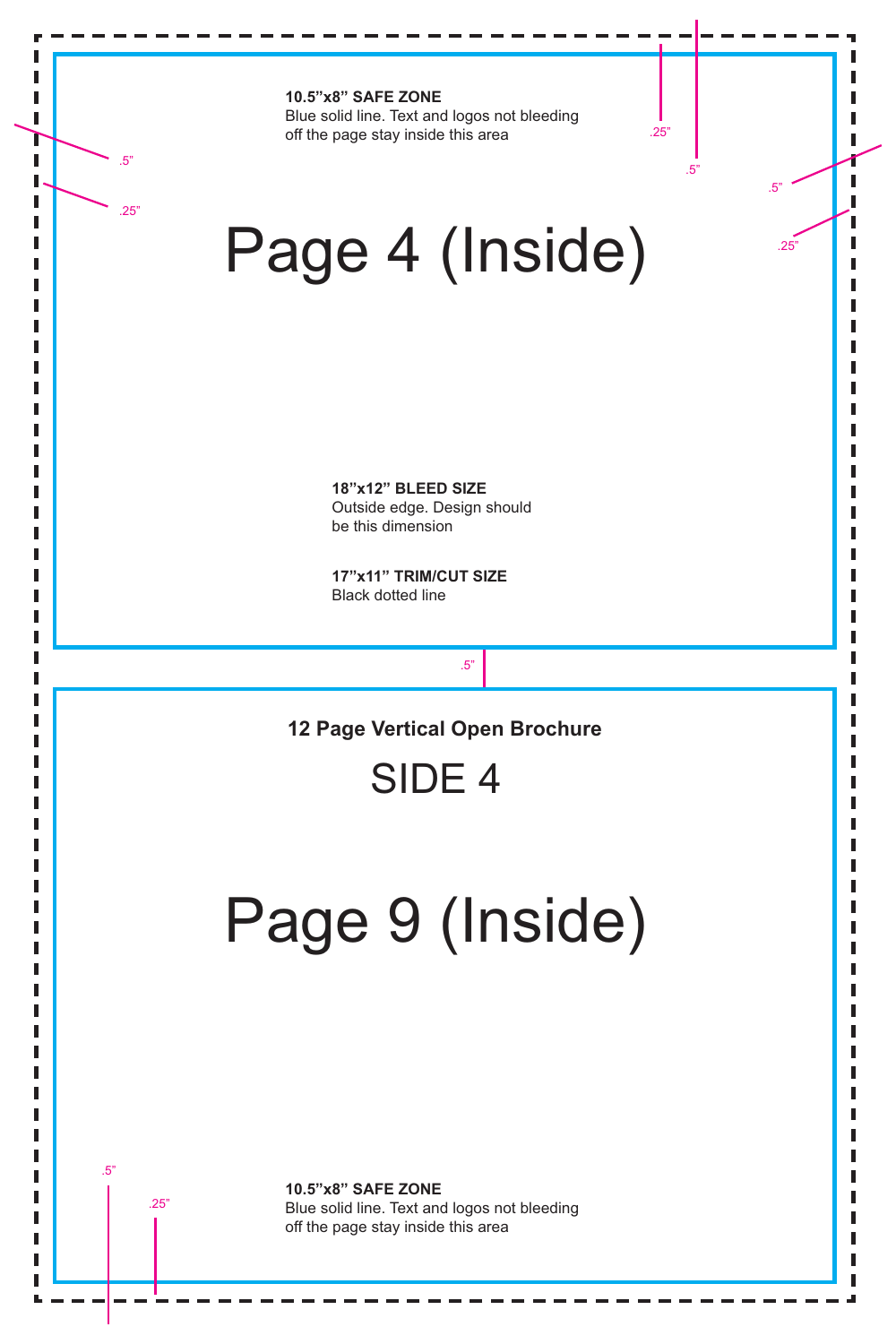**10.5”x8” SAFE ZONE**
Blue solid line. Text and logos not bleeding off the page stay inside this area

.25”

.5”

.5”

.25”

.5”

.25”

# Page 4 (Inside)

**18”x12” BLEED SIZE**
Outside edge. Design should be this dimension

**17”x11” TRIM/CUT SIZE**
Black dotted line

.5”

**12 Page Vertical Open Brochure**

## SIDE 4

# Page 9 (Inside)

.5”

.25”

**10.5”x8” SAFE ZONE**
Blue solid line. Text and logos not bleeding off the page stay inside this area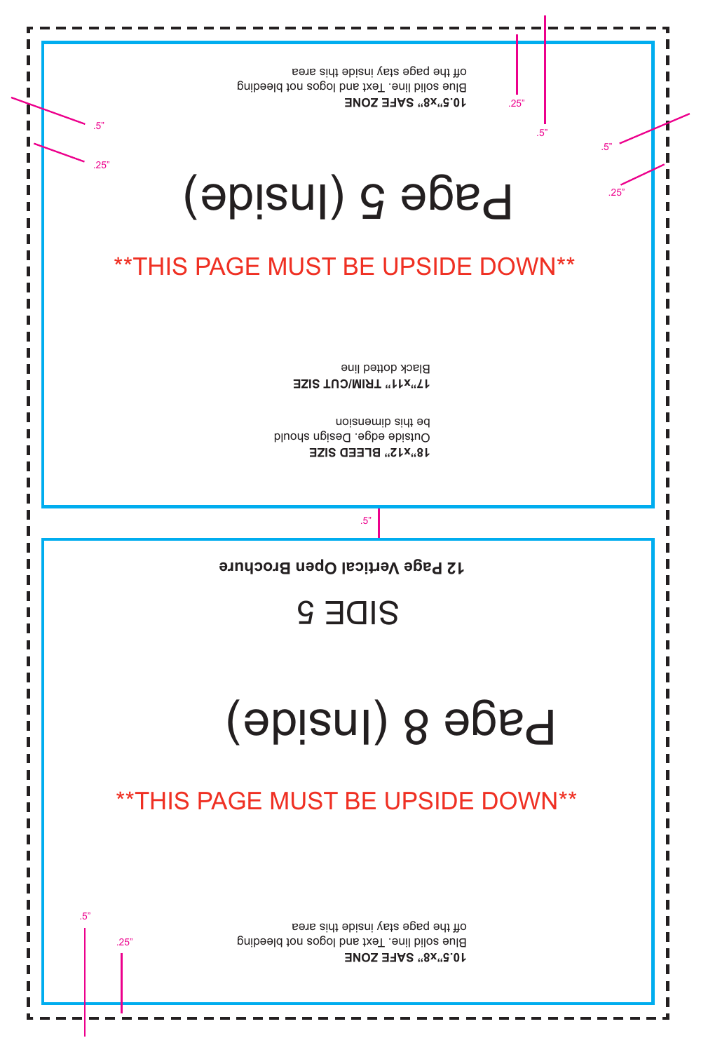10.5"x8" SAFE ZONE

Blue solid line. Text and logos not bleeding off the page stay inside this area

.25"

.5"

.5"

.25"

.5"

.25"

# Page 5 (Inside)

**THIS PAGE MUST BE UPSIDE DOWN**

**17"x11" TRIM/CUT SIZE**

Black dotted line

**18"x12" BLEED SIZE**

Outside edge. Design should be this dimension

.5"

**12 Page Vertical Open Brochure**

## SIDE 5

# Page 8 (Inside)

**THIS PAGE MUST BE UPSIDE DOWN**

**10.5"x8" SAFE ZONE**

Blue solid line. Text and logos not bleeding off the page stay inside this area

.5"

.25"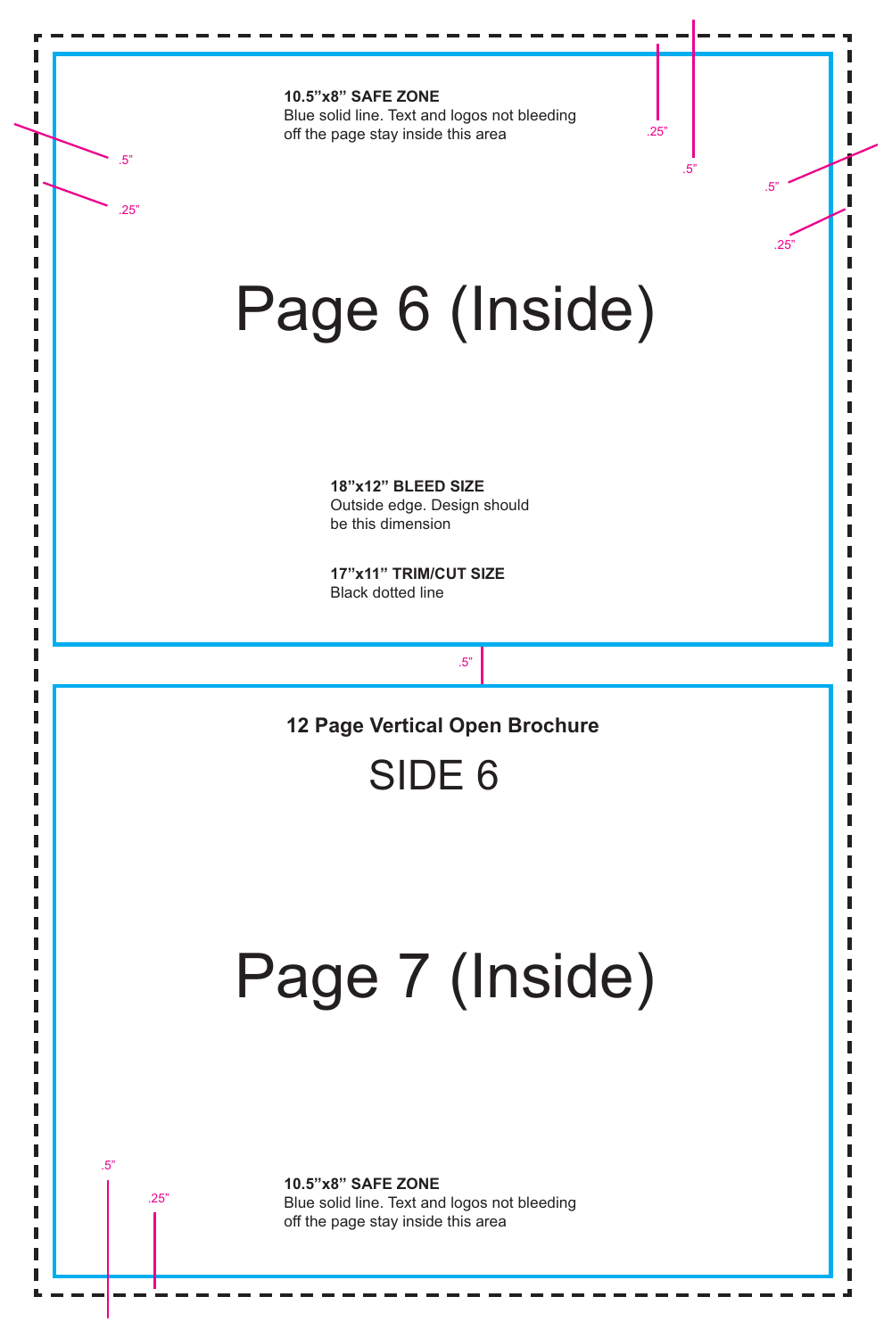**10.5"x8" SAFE ZONE**
Blue solid line. Text and logos not bleeding off the page stay inside this area

.25"

.5"

.5"

.25"

.5"

.25"

# Page 6 (Inside)

**18"x12" BLEED SIZE**
Outside edge. Design should be this dimension

**17"x11" TRIM/CUT SIZE**
Black dotted line

.5"

**12 Page Vertical Open Brochure**

## SIDE 6

# Page 7 (Inside)

.5"

.25"

**10.5"x8" SAFE ZONE**
Blue solid line. Text and logos not bleeding off the page stay inside this area